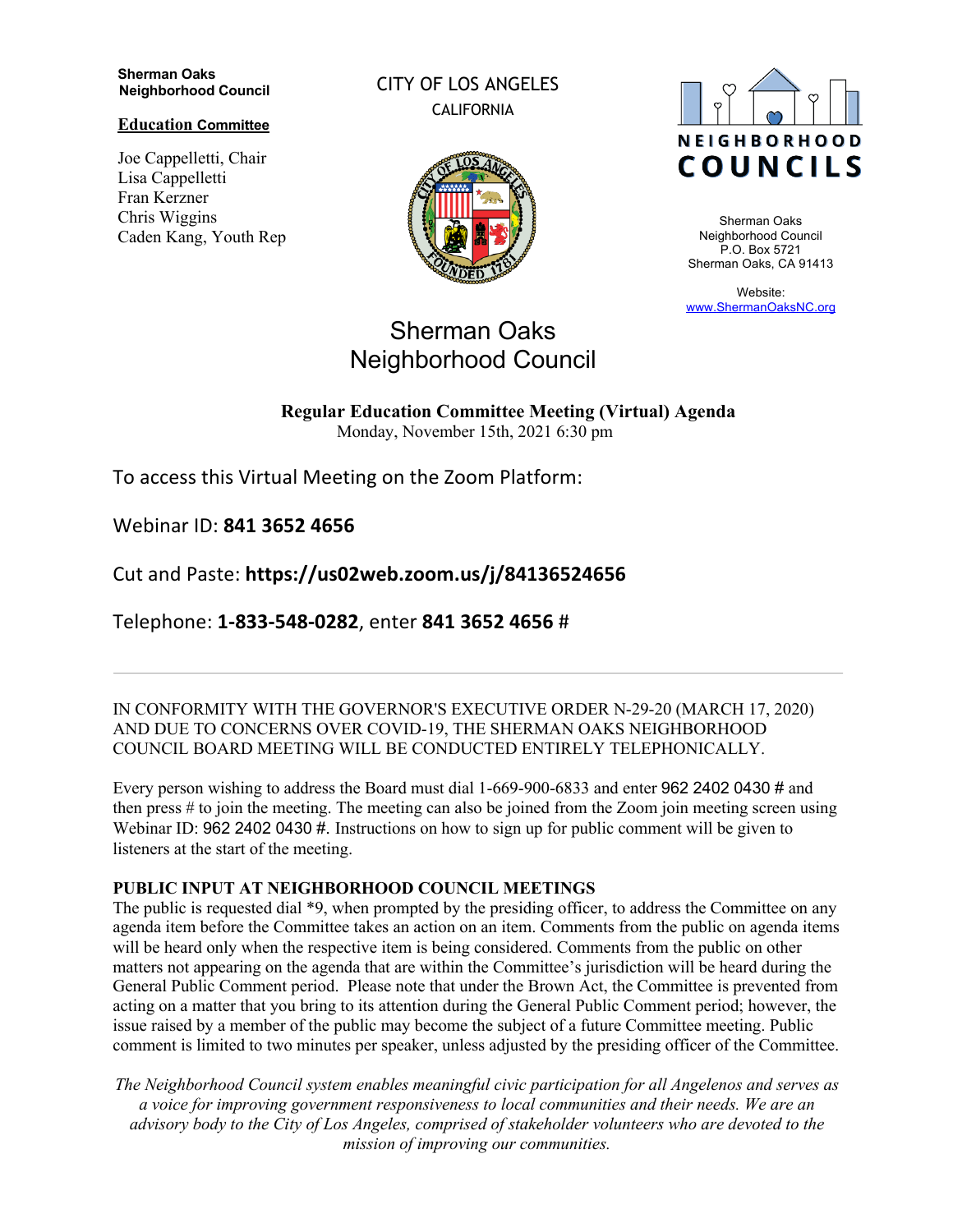**Sherman Oaks Neighborhood Council**

**Education Committee**

Joe Cappelletti, Chair
Lisa Cappelletti
Fran Kerzner
Chris Wiggins
Caden Kang, Youth Rep

CITY OF LOS ANGELES
CALIFORNIA

NEIGHBORHOOD COUNCILS

Sherman Oaks
Neighborhood Council
P.O. Box 5721
Sherman Oaks, CA 91413

Website:
www.ShermanOaksNC.org

# Sherman Oaks Neighborhood Council

**Regular Education Committee Meeting (Virtual) Agenda**
Monday, November 15th, 2021 6:30 pm

To access this Virtual Meeting on the Zoom Platform:

Webinar ID: **841 3652 4656**

Cut and Paste: **https://us02web.zoom.us/j/84136524656**

Telephone: **1-833-548-0282**, enter **841 3652 4656** #

---

IN CONFORMITY WITH THE GOVERNOR'S EXECUTIVE ORDER N-29-20 (MARCH 17, 2020) AND DUE TO CONCERNS OVER COVID-19, THE SHERMAN OAKS NEIGHBORHOOD COUNCIL BOARD MEETING WILL BE CONDUCTED ENTIRELY TELEPHONICALLY.

Every person wishing to address the Board must dial 1-669-900-6833 and enter 962 2402 0430 # and then press # to join the meeting. The meeting can also be joined from the Zoom join meeting screen using Webinar ID: 962 2402 0430 #. Instructions on how to sign up for public comment will be given to listeners at the start of the meeting.

**PUBLIC INPUT AT NEIGHBORHOOD COUNCIL MEETINGS**
The public is requested dial *9, when prompted by the presiding officer, to address the Committee on any agenda item before the Committee takes an action on an item. Comments from the public on agenda items will be heard only when the respective item is being considered. Comments from the public on other matters not appearing on the agenda that are within the Committee's jurisdiction will be heard during the General Public Comment period. Please note that under the Brown Act, the Committee is prevented from acting on a matter that you bring to its attention during the General Public Comment period; however, the issue raised by a member of the public may become the subject of a future Committee meeting. Public comment is limited to two minutes per speaker, unless adjusted by the presiding officer of the Committee.

*The Neighborhood Council system enables meaningful civic participation for all Angelenos and serves as a voice for improving government responsiveness to local communities and their needs. We are an advisory body to the City of Los Angeles, comprised of stakeholder volunteers who are devoted to the mission of improving our communities.*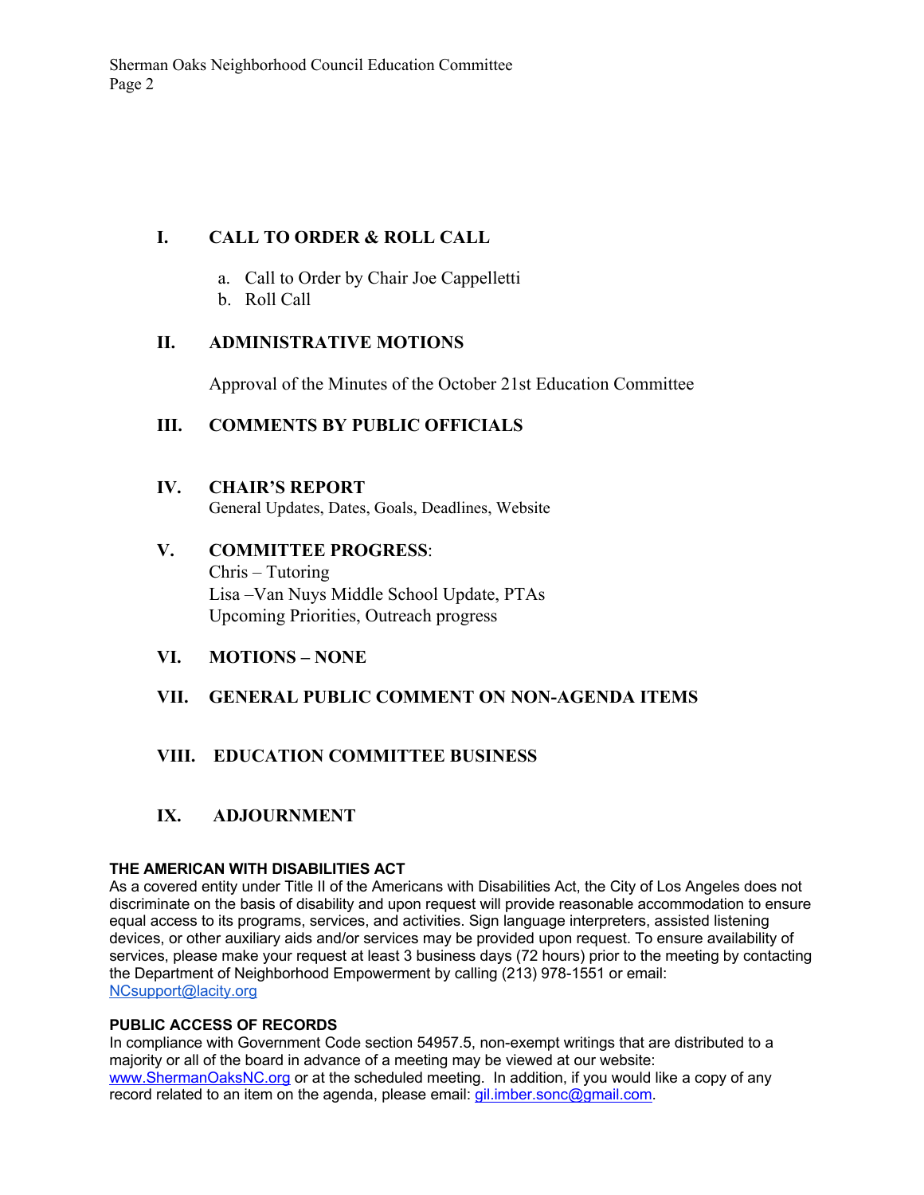## I. CALL TO ORDER & ROLL CALL

a. Call to Order by Chair Joe Cappelletti
b. Roll Call

## II. ADMINISTRATIVE MOTIONS

Approval of the Minutes of the October 21st Education Committee

## III. COMMENTS BY PUBLIC OFFICIALS

## IV. CHAIR'S REPORT

General Updates, Dates, Goals, Deadlines, Website

## V. COMMITTEE PROGRESS:

Chris – Tutoring
Lisa –Van Nuys Middle School Update, PTAs
Upcoming Priorities, Outreach progress

## VI. MOTIONS – NONE

## VII. GENERAL PUBLIC COMMENT ON NON-AGENDA ITEMS

## VIII. EDUCATION COMMITTEE BUSINESS

## IX. ADJOURNMENT

**THE AMERICAN WITH DISABILITIES ACT**
As a covered entity under Title II of the Americans with Disabilities Act, the City of Los Angeles does not discriminate on the basis of disability and upon request will provide reasonable accommodation to ensure equal access to its programs, services, and activities. Sign language interpreters, assisted listening devices, or other auxiliary aids and/or services may be provided upon request. To ensure availability of services, please make your request at least 3 business days (72 hours) prior to the meeting by contacting the Department of Neighborhood Empowerment by calling (213) 978-1551 or email: NCsupport@lacity.org

**PUBLIC ACCESS OF RECORDS**
In compliance with Government Code section 54957.5, non-exempt writings that are distributed to a majority or all of the board in advance of a meeting may be viewed at our website: www.ShermanOaksNC.org or at the scheduled meeting. In addition, if you would like a copy of any record related to an item on the agenda, please email: gil.imber.sonc@gmail.com.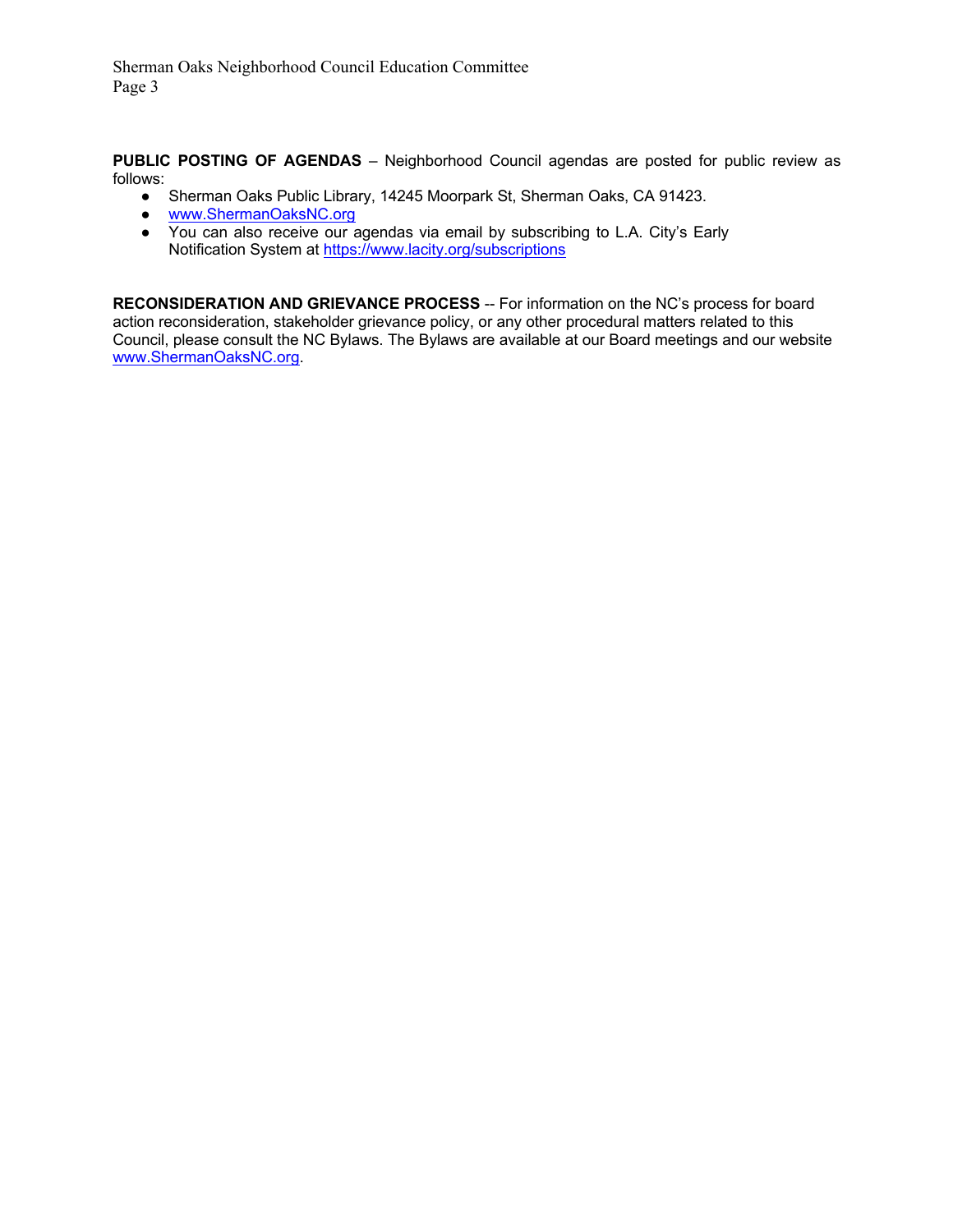**PUBLIC POSTING OF AGENDAS** – Neighborhood Council agendas are posted for public review as follows:

- Sherman Oaks Public Library, 14245 Moorpark St, Sherman Oaks, CA 91423.
- www.ShermanOaksNC.org
- You can also receive our agendas via email by subscribing to L.A. City's Early Notification System at https://www.lacity.org/subscriptions

**RECONSIDERATION AND GRIEVANCE PROCESS** -- For information on the NC's process for board action reconsideration, stakeholder grievance policy, or any other procedural matters related to this Council, please consult the NC Bylaws. The Bylaws are available at our Board meetings and our website www.ShermanOaksNC.org.